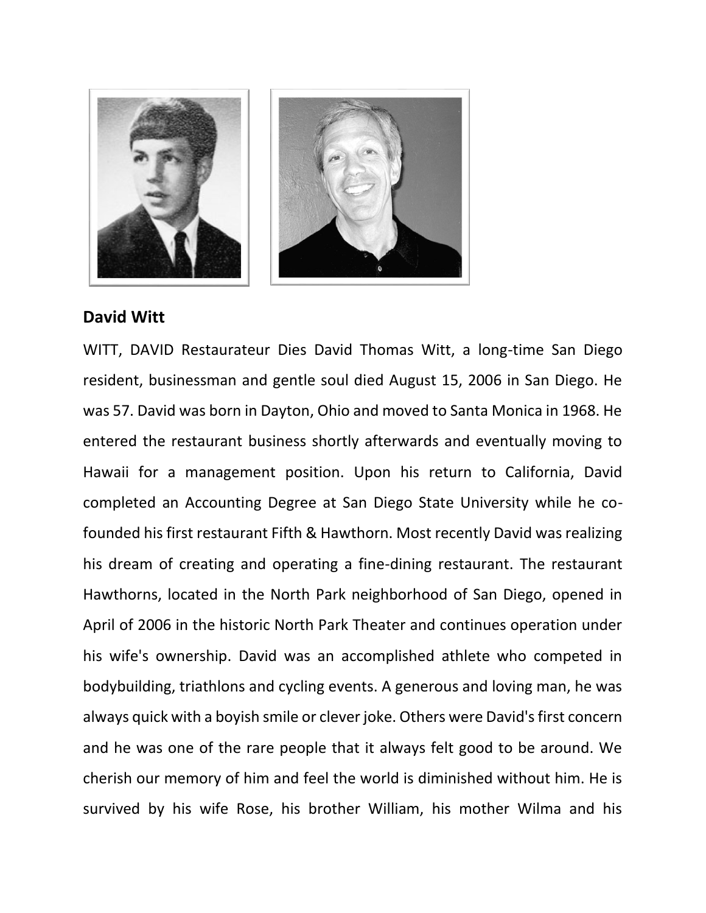## David Witt

WITT, DAVID Restaurateur Dies David Thomas Witt, a long-time San Diego resident, businessman and gentle soul died August 15, 2006 in San Diego. He was 57. David was born in Dayton, Ohio and moved to Santa Monica in 1968. He entered the restaurant business shortly afterwards and eventually moving to Hawaii for a management position. Upon his return to California, David completed an Accounting Degree at San Diego State University while he co-founded his first restaurant Fifth & Hawthorn. Most recently David was realizing his dream of creating and operating a fine-dining restaurant. The restaurant Hawthorns, located in the North Park neighborhood of San Diego, opened in April of 2006 in the historic North Park Theater and continues operation under his wife's ownership. David was an accomplished athlete who competed in bodybuilding, triathlons and cycling events. A generous and loving man, he was always quick with a boyish smile or clever joke. Others were David's first concern and he was one of the rare people that it always felt good to be around. We cherish our memory of him and feel the world is diminished without him. He is survived by his wife Rose, his brother William, his mother Wilma and his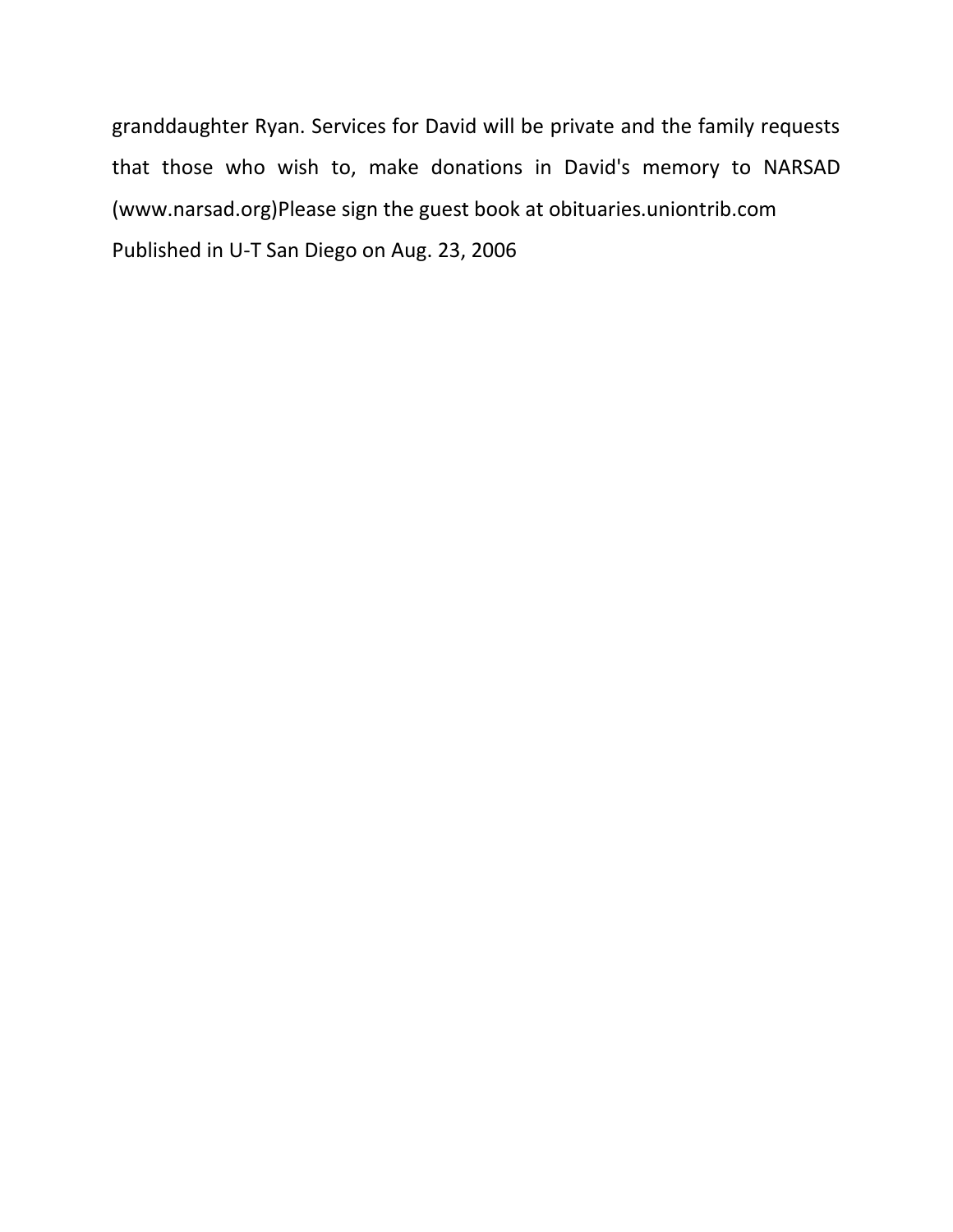granddaughter Ryan. Services for David will be private and the family requests that those who wish to, make donations in David's memory to NARSAD (www.narsad.org)Please sign the guest book at obituaries.uniontrib.com

Published in U-T San Diego on Aug. 23, 2006